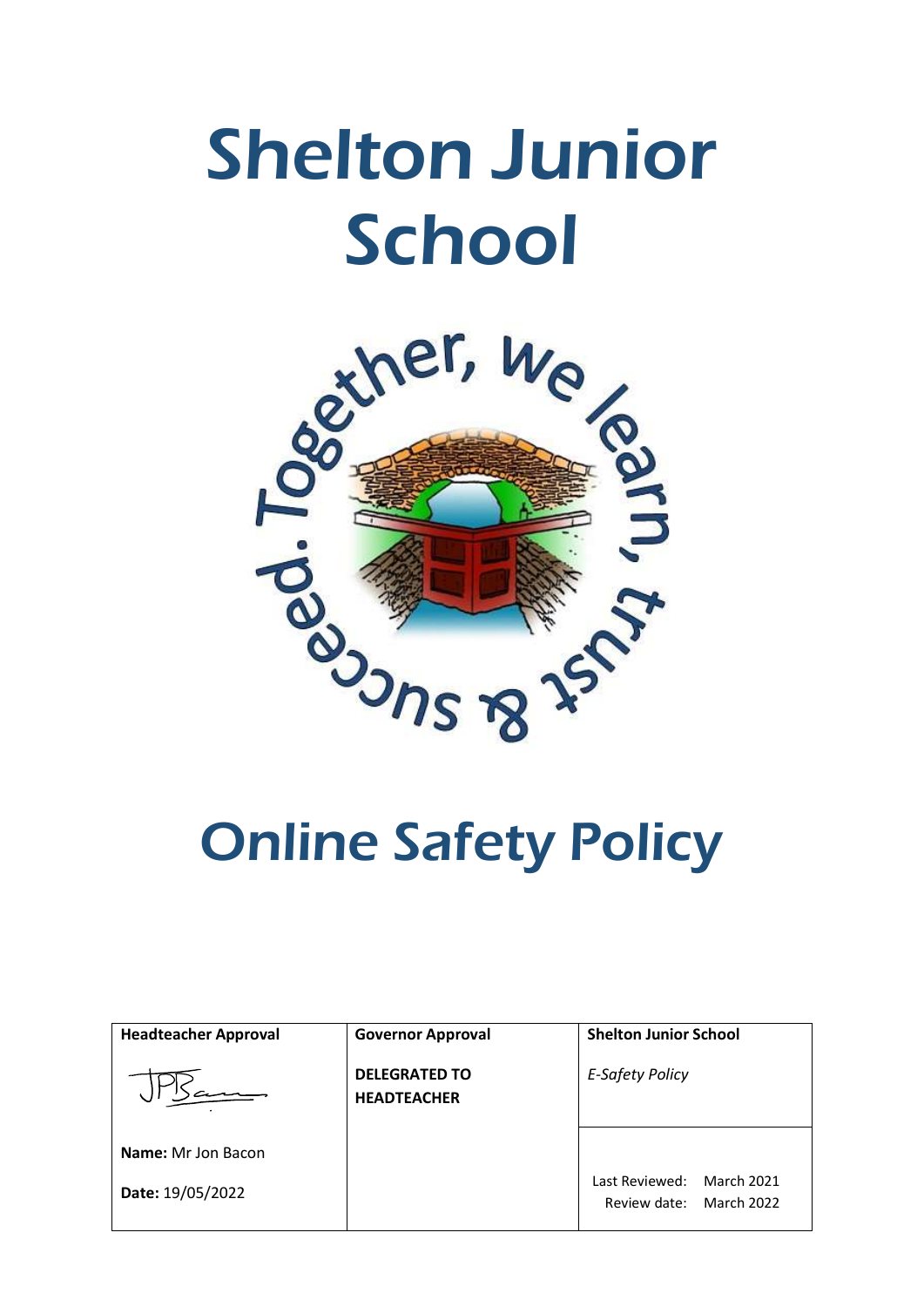# Shelton Junior School

Together, we learn, trust & succeed.

# Online Safety Policy

| Headteacher Approval | Governor Approval | Shelton Junior School |
| --- | --- | --- |
| Name: Mr Jon Bacon<br>Date: 19/05/2022 | DELEGRATED TO HEADTEACHER | *E-Safety Policy*<br>Last Reviewed: March 2021<br>Review date: March 2022 |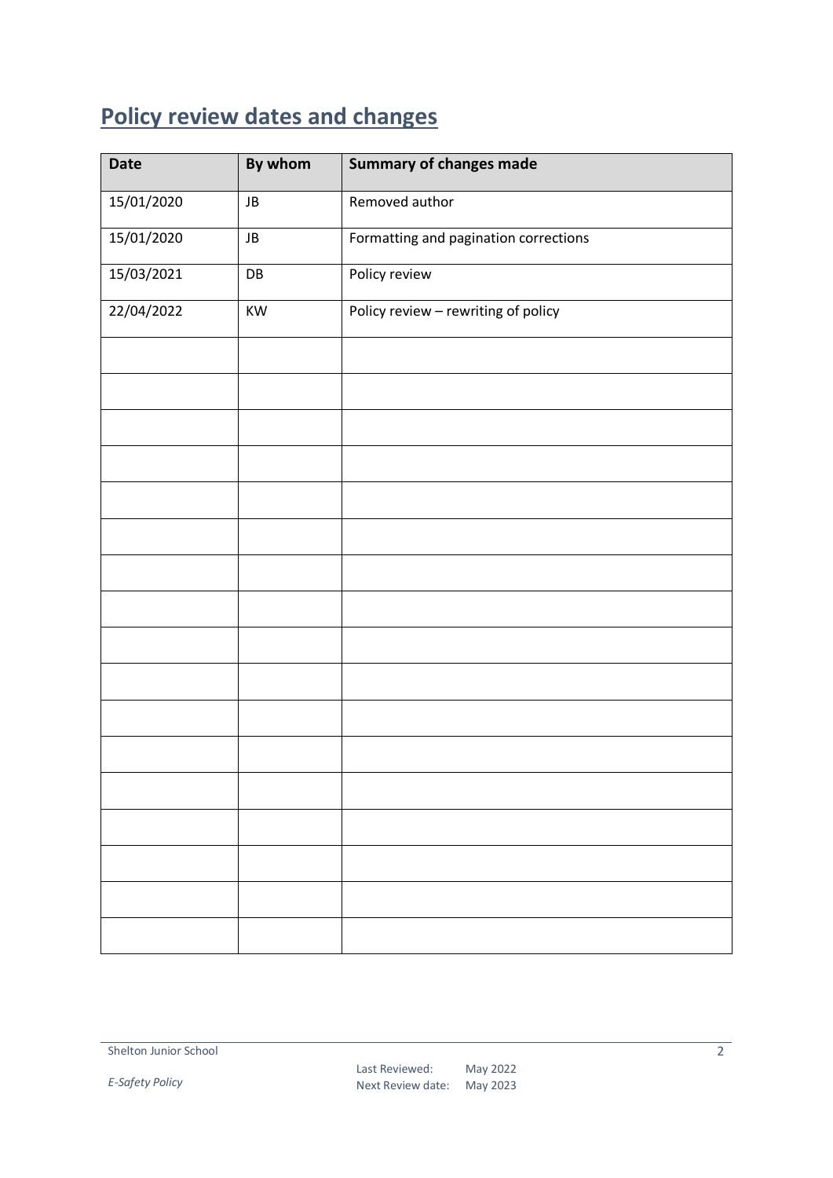## Policy review dates and changes

| Date | By whom | Summary of changes made |
|---|---|---|
| 15/01/2020 | JB | Removed author |
| 15/01/2020 | JB | Formatting and pagination corrections |
| 15/03/2021 | DB | Policy review |
| 22/04/2022 | KW | Policy review – rewriting of policy |
| | | |
| | | |
| | | |
| | | |
| | | |
| | | |
| | | |
| | | |
| | | |
| | | |
| | | |
| | | |
| | | |
| | | |
| | | |
| | | |
| | | |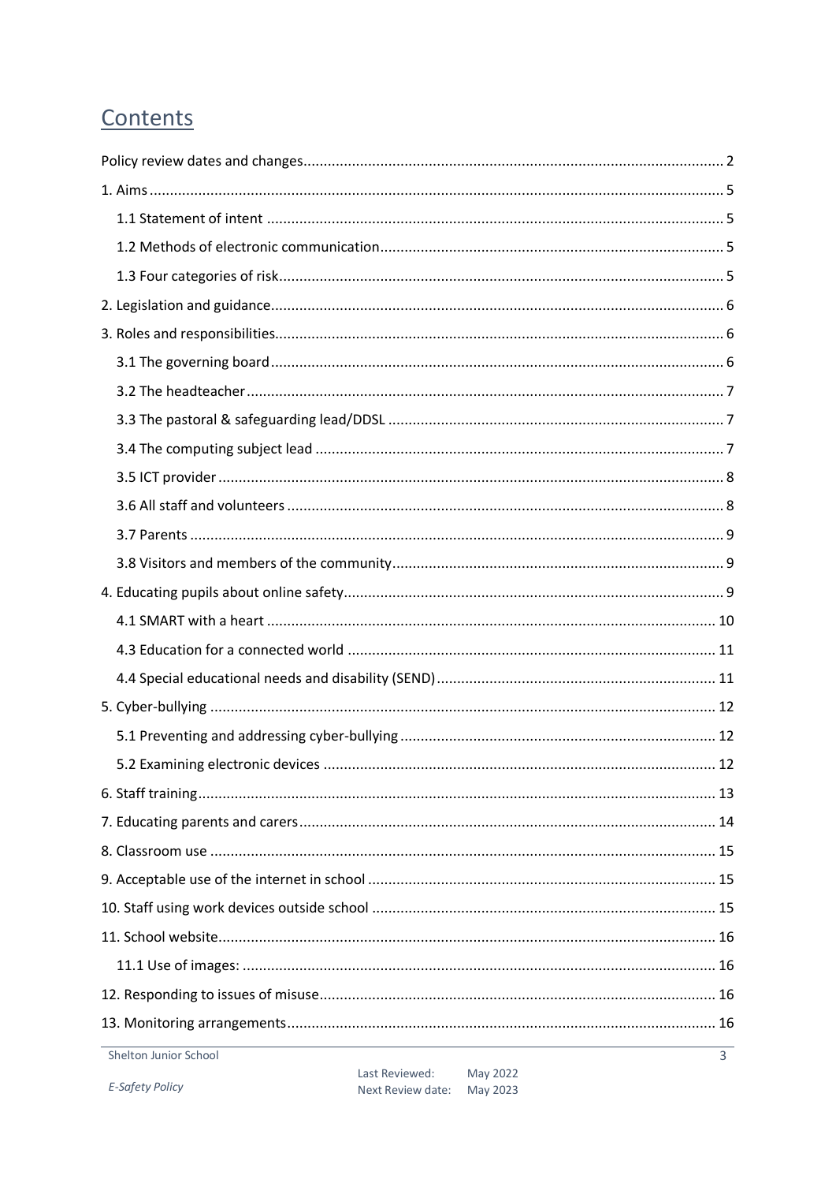# Contents

Policy review dates and changes ........ 2

1. Aims ........ 5
   - 1.1 Statement of intent ........ 5
   - 1.2 Methods of electronic communication ........ 5
   - 1.3 Four categories of risk ........ 5
2. Legislation and guidance ........ 6
3. Roles and responsibilities ........ 6
   - 3.1 The governing board ........ 6
   - 3.2 The headteacher ........ 7
   - 3.3 The pastoral & safeguarding lead/DDSL ........ 7
   - 3.4 The computing subject lead ........ 7
   - 3.5 ICT provider ........ 8
   - 3.6 All staff and volunteers ........ 8
   - 3.7 Parents ........ 9
   - 3.8 Visitors and members of the community ........ 9
4. Educating pupils about online safety ........ 9
   - 4.1 SMART with a heart ........ 10
   - 4.3 Education for a connected world ........ 11
   - 4.4 Special educational needs and disability (SEND) ........ 11
5. Cyber-bullying ........ 12
   - 5.1 Preventing and addressing cyber-bullying ........ 12
   - 5.2 Examining electronic devices ........ 12
6. Staff training ........ 13
7. Educating parents and carers ........ 14
8. Classroom use ........ 15
9. Acceptable use of the internet in school ........ 15
10. Staff using work devices outside school ........ 15
11. School website ........ 16
    - 11.1 Use of images: ........ 16
12. Responding to issues of misuse ........ 16
13. Monitoring arrangements ........ 16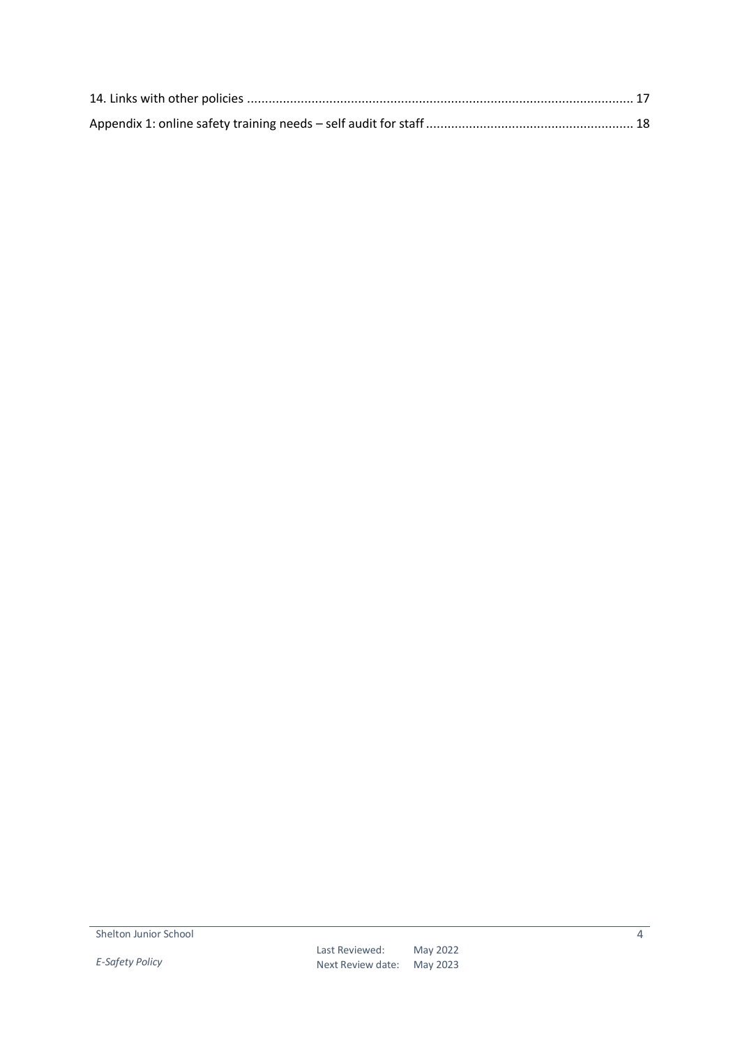14. Links with other policies .......................................................................................................... 17

Appendix 1: online safety training needs – self audit for staff .......................................................... 18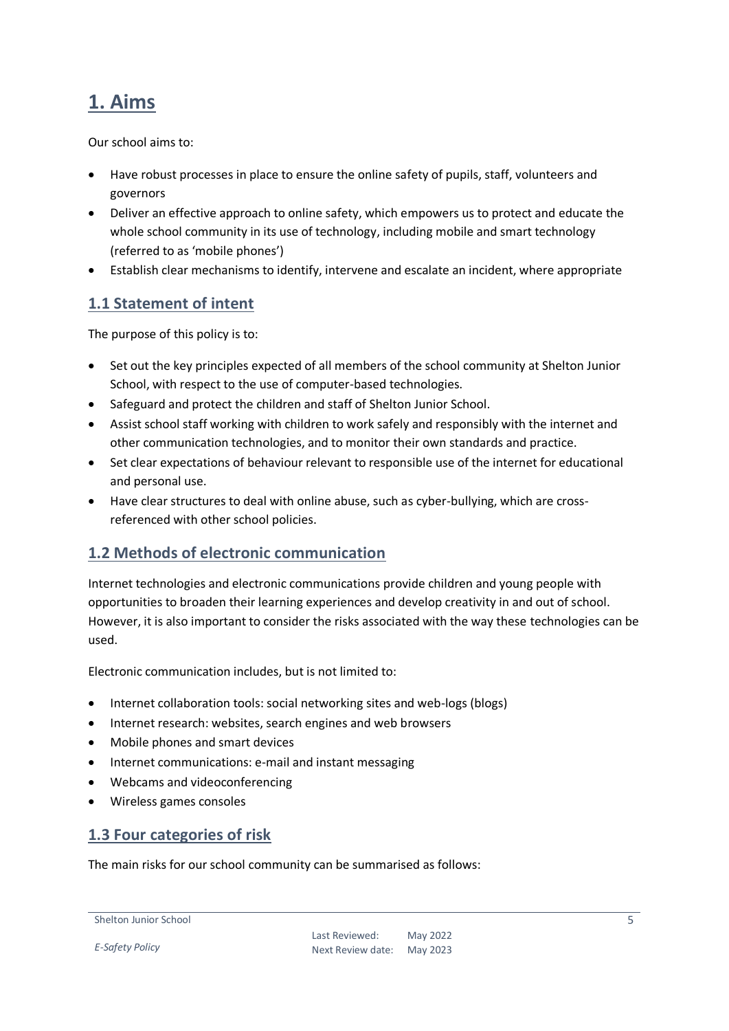# 1. Aims

Our school aims to:

- Have robust processes in place to ensure the online safety of pupils, staff, volunteers and governors
- Deliver an effective approach to online safety, which empowers us to protect and educate the whole school community in its use of technology, including mobile and smart technology (referred to as 'mobile phones')
- Establish clear mechanisms to identify, intervene and escalate an incident, where appropriate

## 1.1 Statement of intent

The purpose of this policy is to:

- Set out the key principles expected of all members of the school community at Shelton Junior School, with respect to the use of computer-based technologies.
- Safeguard and protect the children and staff of Shelton Junior School.
- Assist school staff working with children to work safely and responsibly with the internet and other communication technologies, and to monitor their own standards and practice.
- Set clear expectations of behaviour relevant to responsible use of the internet for educational and personal use.
- Have clear structures to deal with online abuse, such as cyber-bullying, which are cross-referenced with other school policies.

## 1.2 Methods of electronic communication

Internet technologies and electronic communications provide children and young people with opportunities to broaden their learning experiences and develop creativity in and out of school. However, it is also important to consider the risks associated with the way these technologies can be used.

Electronic communication includes, but is not limited to:

- Internet collaboration tools: social networking sites and web-logs (blogs)
- Internet research: websites, search engines and web browsers
- Mobile phones and smart devices
- Internet communications: e-mail and instant messaging
- Webcams and videoconferencing
- Wireless games consoles

## 1.3 Four categories of risk

The main risks for our school community can be summarised as follows: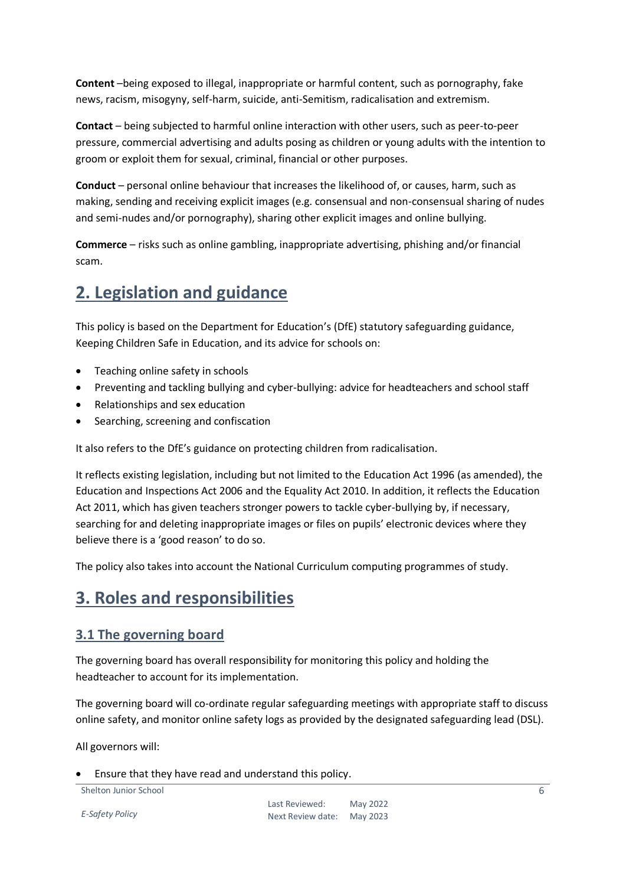**Content** –being exposed to illegal, inappropriate or harmful content, such as pornography, fake news, racism, misogyny, self-harm, suicide, anti-Semitism, radicalisation and extremism.

**Contact** – being subjected to harmful online interaction with other users, such as peer-to-peer pressure, commercial advertising and adults posing as children or young adults with the intention to groom or exploit them for sexual, criminal, financial or other purposes.

**Conduct** – personal online behaviour that increases the likelihood of, or causes, harm, such as making, sending and receiving explicit images (e.g. consensual and non-consensual sharing of nudes and semi-nudes and/or pornography), sharing other explicit images and online bullying.

**Commerce** – risks such as online gambling, inappropriate advertising, phishing and/or financial scam.

## 2. Legislation and guidance

This policy is based on the Department for Education's (DfE) statutory safeguarding guidance, Keeping Children Safe in Education, and its advice for schools on:

- Teaching online safety in schools
- Preventing and tackling bullying and cyber-bullying: advice for headteachers and school staff
- Relationships and sex education
- Searching, screening and confiscation

It also refers to the DfE's guidance on protecting children from radicalisation.

It reflects existing legislation, including but not limited to the Education Act 1996 (as amended), the Education and Inspections Act 2006 and the Equality Act 2010. In addition, it reflects the Education Act 2011, which has given teachers stronger powers to tackle cyber-bullying by, if necessary, searching for and deleting inappropriate images or files on pupils' electronic devices where they believe there is a 'good reason' to do so.

The policy also takes into account the National Curriculum computing programmes of study.

## 3. Roles and responsibilities

### 3.1 The governing board

The governing board has overall responsibility for monitoring this policy and holding the headteacher to account for its implementation.

The governing board will co-ordinate regular safeguarding meetings with appropriate staff to discuss online safety, and monitor online safety logs as provided by the designated safeguarding lead (DSL).

All governors will:

- Ensure that they have read and understand this policy.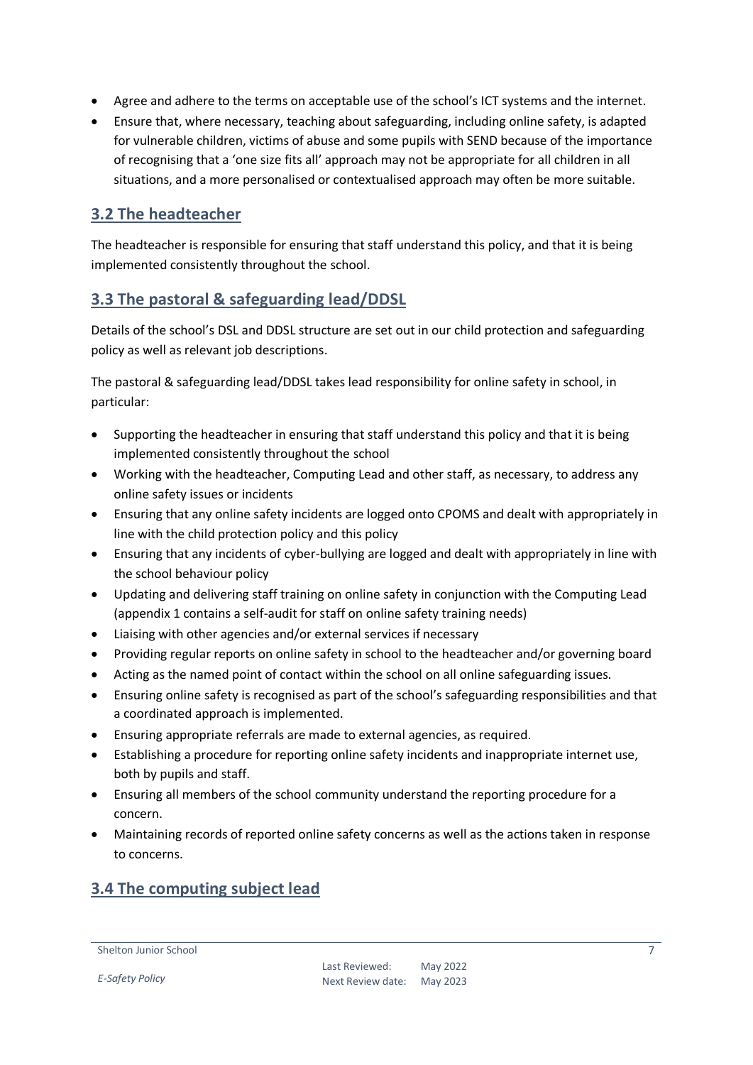- Agree and adhere to the terms on acceptable use of the school's ICT systems and the internet.
- Ensure that, where necessary, teaching about safeguarding, including online safety, is adapted for vulnerable children, victims of abuse and some pupils with SEND because of the importance of recognising that a 'one size fits all' approach may not be appropriate for all children in all situations, and a more personalised or contextualised approach may often be more suitable.

## 3.2 The headteacher

The headteacher is responsible for ensuring that staff understand this policy, and that it is being implemented consistently throughout the school.

## 3.3 The pastoral & safeguarding lead/DDSL

Details of the school's DSL and DDSL structure are set out in our child protection and safeguarding policy as well as relevant job descriptions.

The pastoral & safeguarding lead/DDSL takes lead responsibility for online safety in school, in particular:

- Supporting the headteacher in ensuring that staff understand this policy and that it is being implemented consistently throughout the school
- Working with the headteacher, Computing Lead and other staff, as necessary, to address any online safety issues or incidents
- Ensuring that any online safety incidents are logged onto CPOMS and dealt with appropriately in line with the child protection policy and this policy
- Ensuring that any incidents of cyber-bullying are logged and dealt with appropriately in line with the school behaviour policy
- Updating and delivering staff training on online safety in conjunction with the Computing Lead (appendix 1 contains a self-audit for staff on online safety training needs)
- Liaising with other agencies and/or external services if necessary
- Providing regular reports on online safety in school to the headteacher and/or governing board
- Acting as the named point of contact within the school on all online safeguarding issues.
- Ensuring online safety is recognised as part of the school's safeguarding responsibilities and that a coordinated approach is implemented.
- Ensuring appropriate referrals are made to external agencies, as required.
- Establishing a procedure for reporting online safety incidents and inappropriate internet use, both by pupils and staff.
- Ensuring all members of the school community understand the reporting procedure for a concern.
- Maintaining records of reported online safety concerns as well as the actions taken in response to concerns.

## 3.4 The computing subject lead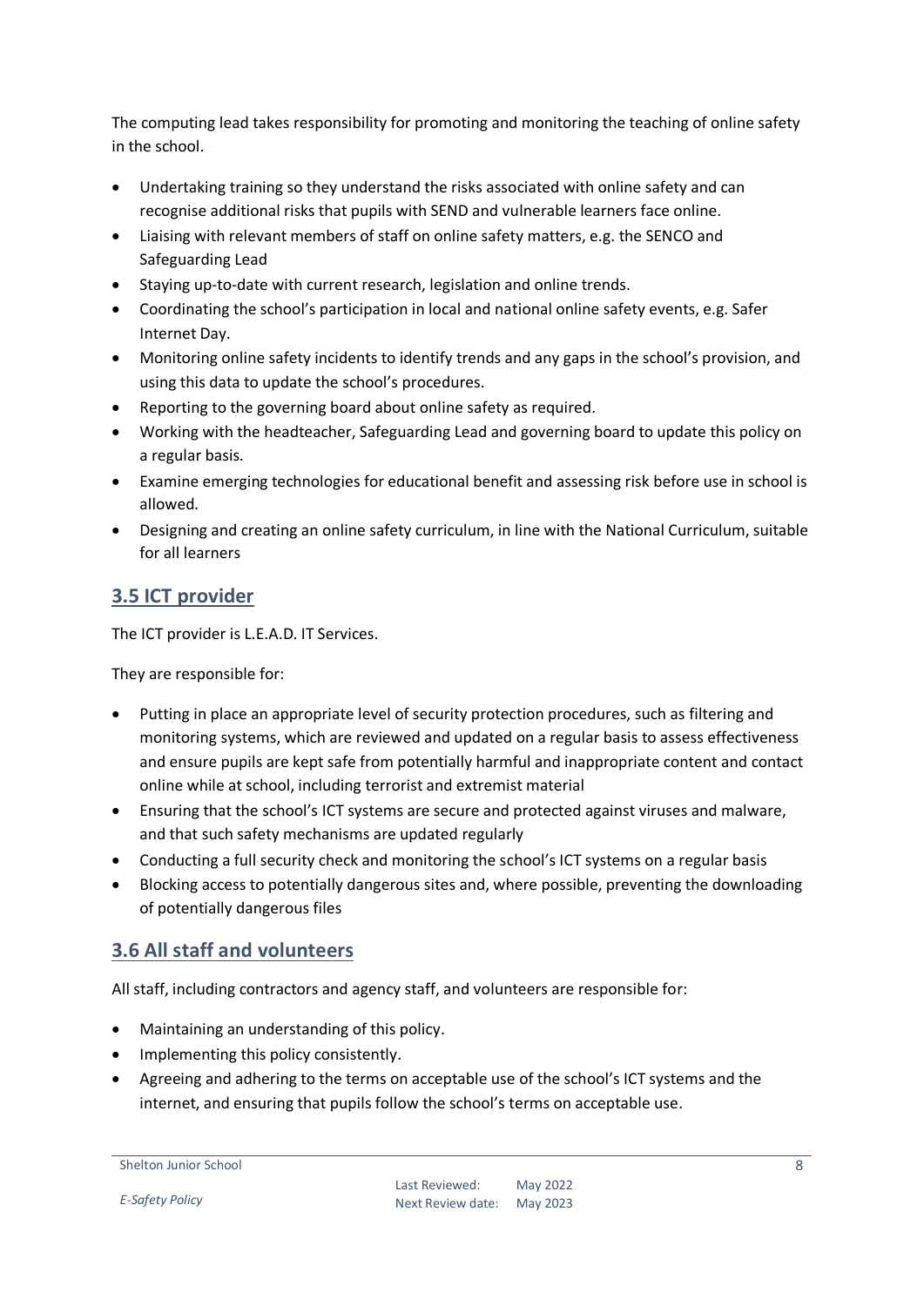The computing lead takes responsibility for promoting and monitoring the teaching of online safety in the school.

- Undertaking training so they understand the risks associated with online safety and can recognise additional risks that pupils with SEND and vulnerable learners face online.
- Liaising with relevant members of staff on online safety matters, e.g. the SENCO and Safeguarding Lead
- Staying up-to-date with current research, legislation and online trends.
- Coordinating the school's participation in local and national online safety events, e.g. Safer Internet Day.
- Monitoring online safety incidents to identify trends and any gaps in the school's provision, and using this data to update the school's procedures.
- Reporting to the governing board about online safety as required.
- Working with the headteacher, Safeguarding Lead and governing board to update this policy on a regular basis.
- Examine emerging technologies for educational benefit and assessing risk before use in school is allowed.
- Designing and creating an online safety curriculum, in line with the National Curriculum, suitable for all learners

## 3.5 ICT provider

The ICT provider is L.E.A.D. IT Services.

They are responsible for:

- Putting in place an appropriate level of security protection procedures, such as filtering and monitoring systems, which are reviewed and updated on a regular basis to assess effectiveness and ensure pupils are kept safe from potentially harmful and inappropriate content and contact online while at school, including terrorist and extremist material
- Ensuring that the school's ICT systems are secure and protected against viruses and malware, and that such safety mechanisms are updated regularly
- Conducting a full security check and monitoring the school's ICT systems on a regular basis
- Blocking access to potentially dangerous sites and, where possible, preventing the downloading of potentially dangerous files

## 3.6 All staff and volunteers

All staff, including contractors and agency staff, and volunteers are responsible for:

- Maintaining an understanding of this policy.
- Implementing this policy consistently.
- Agreeing and adhering to the terms on acceptable use of the school's ICT systems and the internet, and ensuring that pupils follow the school's terms on acceptable use.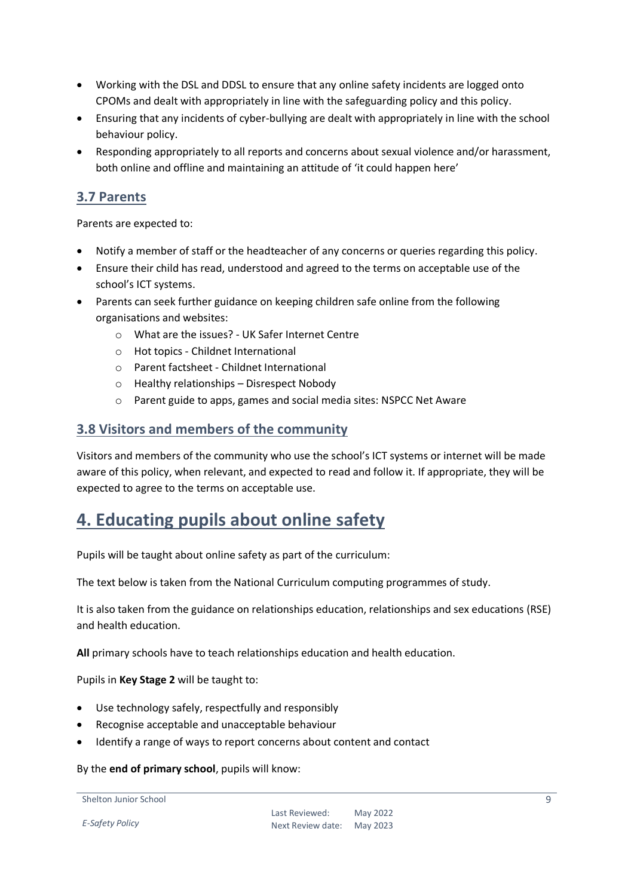- Working with the DSL and DDSL to ensure that any online safety incidents are logged onto CPOMs and dealt with appropriately in line with the safeguarding policy and this policy.
- Ensuring that any incidents of cyber-bullying are dealt with appropriately in line with the school behaviour policy.
- Responding appropriately to all reports and concerns about sexual violence and/or harassment, both online and offline and maintaining an attitude of 'it could happen here'

### 3.7 Parents

Parents are expected to:

- Notify a member of staff or the headteacher of any concerns or queries regarding this policy.
- Ensure their child has read, understood and agreed to the terms on acceptable use of the school's ICT systems.
- Parents can seek further guidance on keeping children safe online from the following organisations and websites:
    - What are the issues? - UK Safer Internet Centre
    - Hot topics - Childnet International
    - Parent factsheet - Childnet International
    - Healthy relationships – Disrespect Nobody
    - Parent guide to apps, games and social media sites: NSPCC Net Aware

### 3.8 Visitors and members of the community

Visitors and members of the community who use the school's ICT systems or internet will be made aware of this policy, when relevant, and expected to read and follow it. If appropriate, they will be expected to agree to the terms on acceptable use.

## 4. Educating pupils about online safety

Pupils will be taught about online safety as part of the curriculum:

The text below is taken from the National Curriculum computing programmes of study.

It is also taken from the guidance on relationships education, relationships and sex educations (RSE) and health education.

**All** primary schools have to teach relationships education and health education.

Pupils in **Key Stage 2** will be taught to:

- Use technology safely, respectfully and responsibly
- Recognise acceptable and unacceptable behaviour
- Identify a range of ways to report concerns about content and contact

By the **end of primary school**, pupils will know: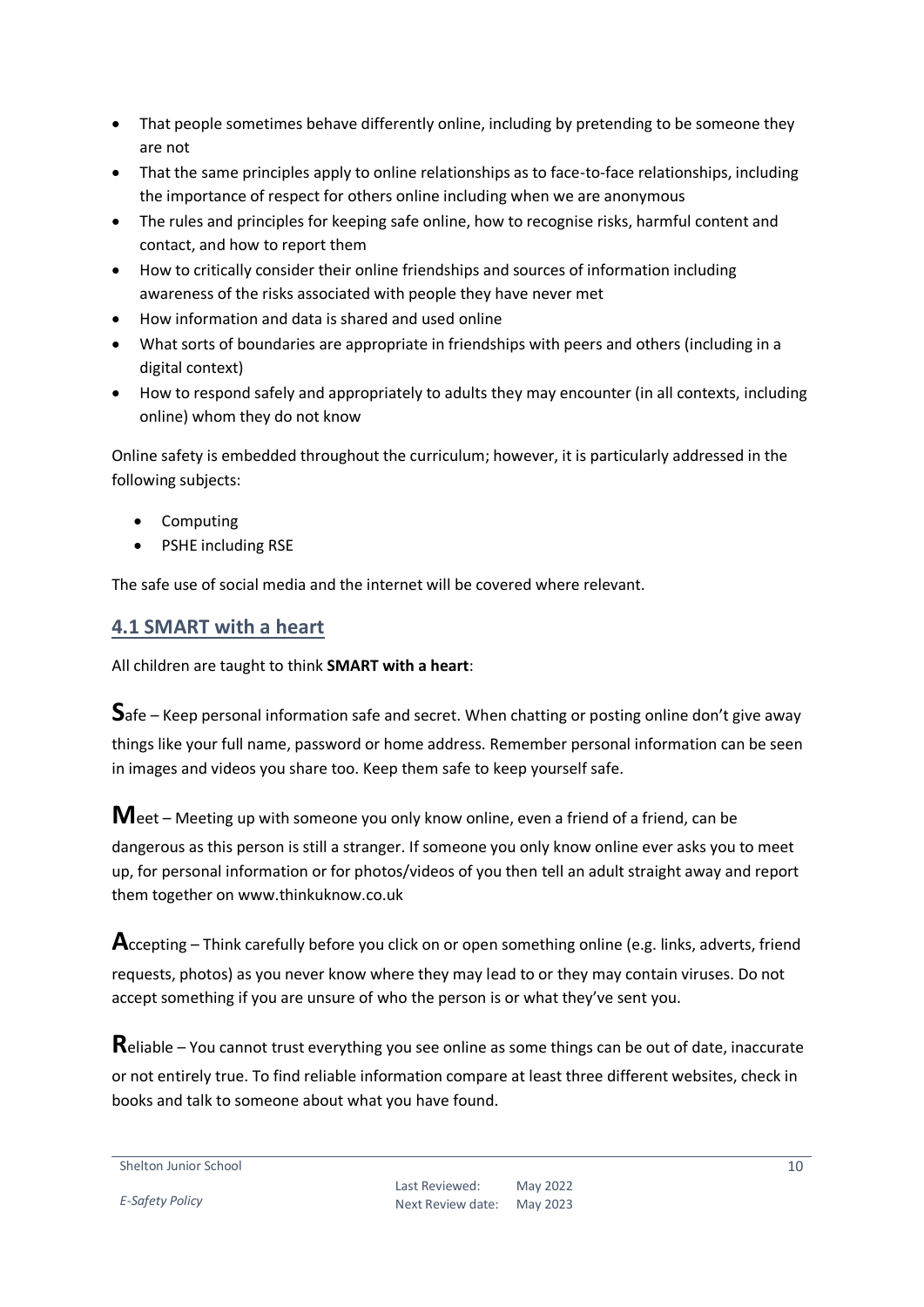- That people sometimes behave differently online, including by pretending to be someone they are not
- That the same principles apply to online relationships as to face-to-face relationships, including the importance of respect for others online including when we are anonymous
- The rules and principles for keeping safe online, how to recognise risks, harmful content and contact, and how to report them
- How to critically consider their online friendships and sources of information including awareness of the risks associated with people they have never met
- How information and data is shared and used online
- What sorts of boundaries are appropriate in friendships with peers and others (including in a digital context)
- How to respond safely and appropriately to adults they may encounter (in all contexts, including online) whom they do not know

Online safety is embedded throughout the curriculum; however, it is particularly addressed in the following subjects:

- Computing
- PSHE including RSE

The safe use of social media and the internet will be covered where relevant.

## 4.1 SMART with a heart

All children are taught to think **SMART with a heart**:

**S**afe – Keep personal information safe and secret. When chatting or posting online don't give away things like your full name, password or home address. Remember personal information can be seen in images and videos you share too. Keep them safe to keep yourself safe.

**M**eet – Meeting up with someone you only know online, even a friend of a friend, can be dangerous as this person is still a stranger. If someone you only know online ever asks you to meet up, for personal information or for photos/videos of you then tell an adult straight away and report them together on www.thinkuknow.co.uk

**A**ccepting – Think carefully before you click on or open something online (e.g. links, adverts, friend requests, photos) as you never know where they may lead to or they may contain viruses. Do not accept something if you are unsure of who the person is or what they've sent you.

**R**eliable – You cannot trust everything you see online as some things can be out of date, inaccurate or not entirely true. To find reliable information compare at least three different websites, check in books and talk to someone about what you have found.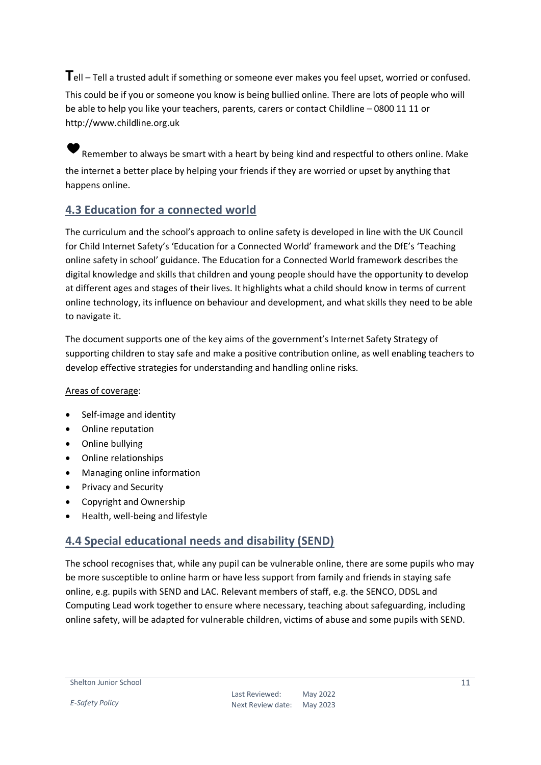**T**ell – Tell a trusted adult if something or someone ever makes you feel upset, worried or confused. This could be if you or someone you know is being bullied online. There are lots of people who will be able to help you like your teachers, parents, carers or contact Childline – 0800 11 11 or http://www.childline.org.uk

❤ Remember to always be smart with a heart by being kind and respectful to others online. Make the internet a better place by helping your friends if they are worried or upset by anything that happens online.

## 4.3 Education for a connected world

The curriculum and the school's approach to online safety is developed in line with the UK Council for Child Internet Safety's 'Education for a Connected World' framework and the DfE's 'Teaching online safety in school' guidance. The Education for a Connected World framework describes the digital knowledge and skills that children and young people should have the opportunity to develop at different ages and stages of their lives. It highlights what a child should know in terms of current online technology, its influence on behaviour and development, and what skills they need to be able to navigate it.

The document supports one of the key aims of the government's Internet Safety Strategy of supporting children to stay safe and make a positive contribution online, as well enabling teachers to develop effective strategies for understanding and handling online risks.

Areas of coverage:

- Self-image and identity
- Online reputation
- Online bullying
- Online relationships
- Managing online information
- Privacy and Security
- Copyright and Ownership
- Health, well-being and lifestyle

## 4.4 Special educational needs and disability (SEND)

The school recognises that, while any pupil can be vulnerable online, there are some pupils who may be more susceptible to online harm or have less support from family and friends in staying safe online, e.g. pupils with SEND and LAC. Relevant members of staff, e.g. the SENCO, DDSL and Computing Lead work together to ensure where necessary, teaching about safeguarding, including online safety, will be adapted for vulnerable children, victims of abuse and some pupils with SEND.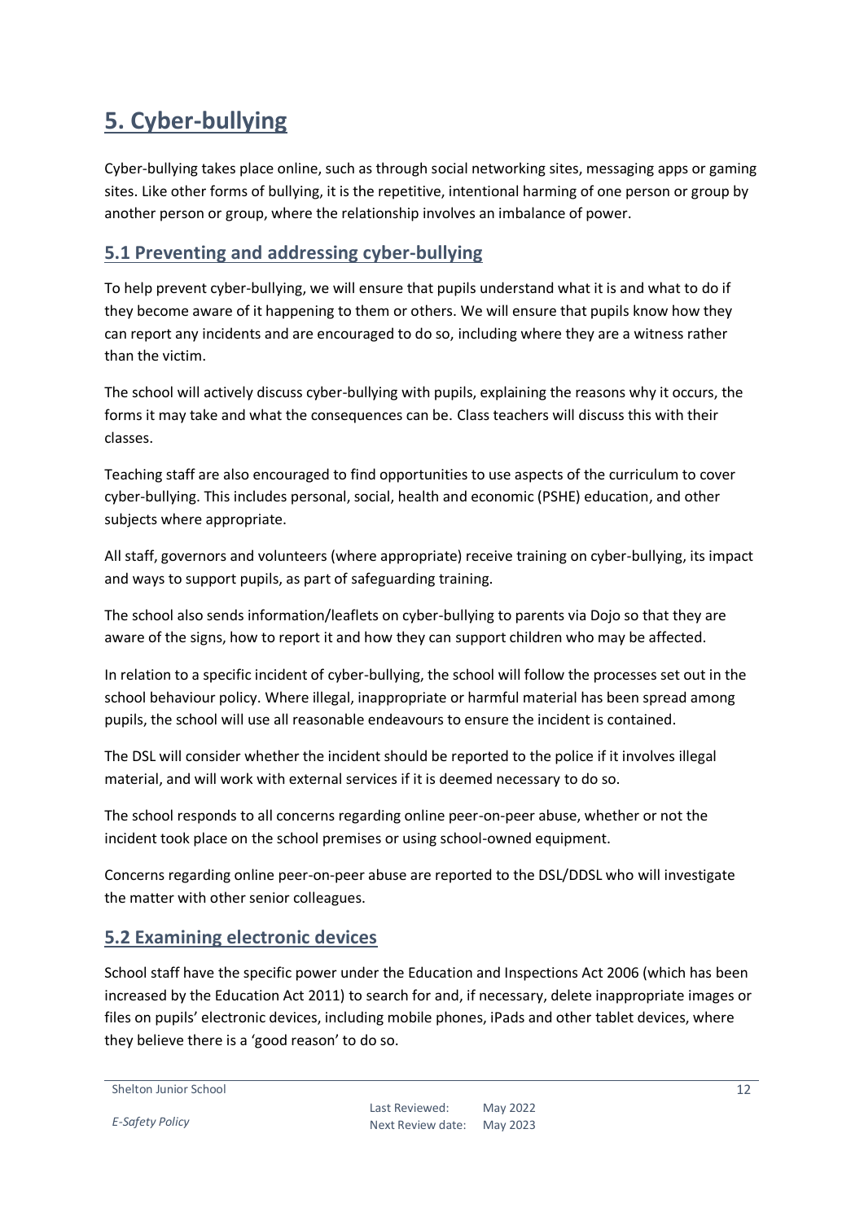# 5. Cyber-bullying

Cyber-bullying takes place online, such as through social networking sites, messaging apps or gaming sites. Like other forms of bullying, it is the repetitive, intentional harming of one person or group by another person or group, where the relationship involves an imbalance of power.

## 5.1 Preventing and addressing cyber-bullying

To help prevent cyber-bullying, we will ensure that pupils understand what it is and what to do if they become aware of it happening to them or others. We will ensure that pupils know how they can report any incidents and are encouraged to do so, including where they are a witness rather than the victim.

The school will actively discuss cyber-bullying with pupils, explaining the reasons why it occurs, the forms it may take and what the consequences can be. Class teachers will discuss this with their classes.

Teaching staff are also encouraged to find opportunities to use aspects of the curriculum to cover cyber-bullying. This includes personal, social, health and economic (PSHE) education, and other subjects where appropriate.

All staff, governors and volunteers (where appropriate) receive training on cyber-bullying, its impact and ways to support pupils, as part of safeguarding training.

The school also sends information/leaflets on cyber-bullying to parents via Dojo so that they are aware of the signs, how to report it and how they can support children who may be affected.

In relation to a specific incident of cyber-bullying, the school will follow the processes set out in the school behaviour policy. Where illegal, inappropriate or harmful material has been spread among pupils, the school will use all reasonable endeavours to ensure the incident is contained.

The DSL will consider whether the incident should be reported to the police if it involves illegal material, and will work with external services if it is deemed necessary to do so.

The school responds to all concerns regarding online peer-on-peer abuse, whether or not the incident took place on the school premises or using school-owned equipment.

Concerns regarding online peer-on-peer abuse are reported to the DSL/DDSL who will investigate the matter with other senior colleagues.

## 5.2 Examining electronic devices

School staff have the specific power under the Education and Inspections Act 2006 (which has been increased by the Education Act 2011) to search for and, if necessary, delete inappropriate images or files on pupils' electronic devices, including mobile phones, iPads and other tablet devices, where they believe there is a 'good reason' to do so.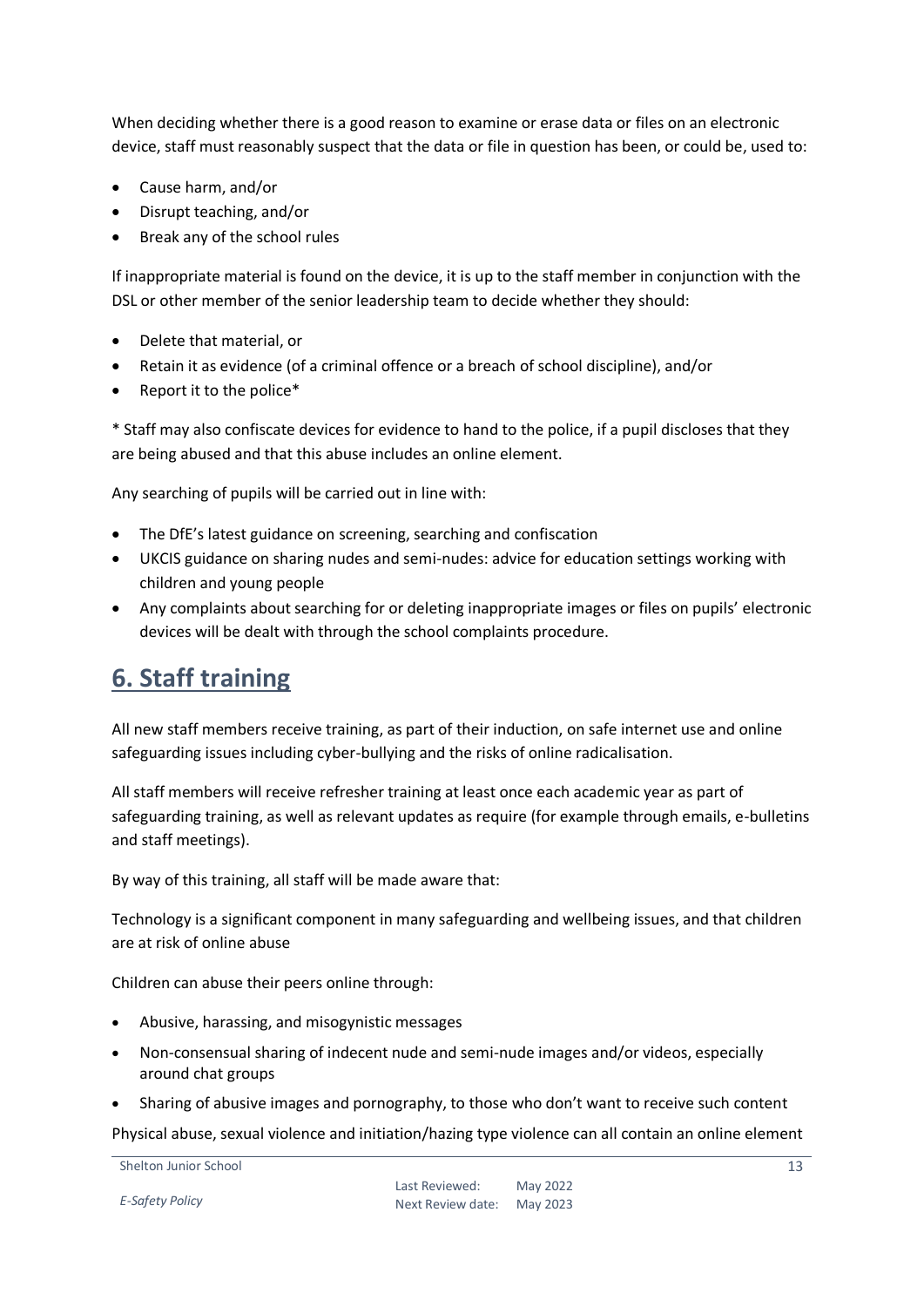When deciding whether there is a good reason to examine or erase data or files on an electronic device, staff must reasonably suspect that the data or file in question has been, or could be, used to:

- Cause harm, and/or
- Disrupt teaching, and/or
- Break any of the school rules

If inappropriate material is found on the device, it is up to the staff member in conjunction with the DSL or other member of the senior leadership team to decide whether they should:

- Delete that material, or
- Retain it as evidence (of a criminal offence or a breach of school discipline), and/or
- Report it to the police*

* Staff may also confiscate devices for evidence to hand to the police, if a pupil discloses that they are being abused and that this abuse includes an online element.

Any searching of pupils will be carried out in line with:

- The DfE's latest guidance on screening, searching and confiscation
- UKCIS guidance on sharing nudes and semi-nudes: advice for education settings working with children and young people
- Any complaints about searching for or deleting inappropriate images or files on pupils' electronic devices will be dealt with through the school complaints procedure.

## 6. Staff training

All new staff members receive training, as part of their induction, on safe internet use and online safeguarding issues including cyber-bullying and the risks of online radicalisation.

All staff members will receive refresher training at least once each academic year as part of safeguarding training, as well as relevant updates as require (for example through emails, e-bulletins and staff meetings).

By way of this training, all staff will be made aware that:

Technology is a significant component in many safeguarding and wellbeing issues, and that children are at risk of online abuse

Children can abuse their peers online through:

- Abusive, harassing, and misogynistic messages
- Non-consensual sharing of indecent nude and semi-nude images and/or videos, especially around chat groups
- Sharing of abusive images and pornography, to those who don't want to receive such content

Physical abuse, sexual violence and initiation/hazing type violence can all contain an online element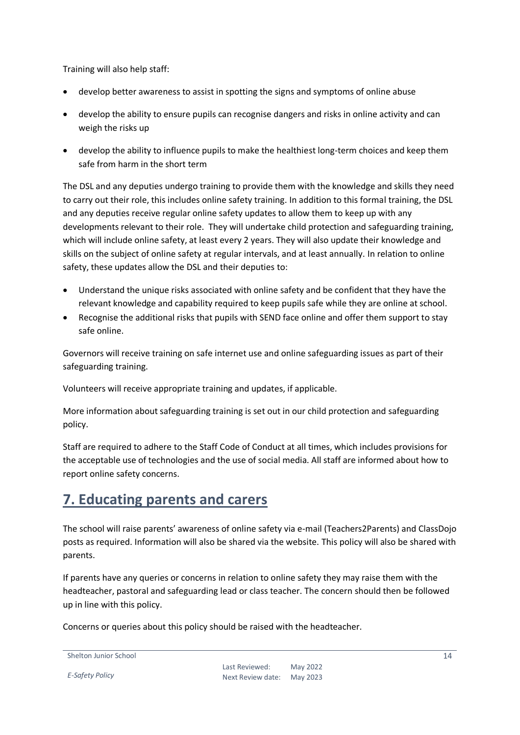Training will also help staff:

- develop better awareness to assist in spotting the signs and symptoms of online abuse
- develop the ability to ensure pupils can recognise dangers and risks in online activity and can weigh the risks up
- develop the ability to influence pupils to make the healthiest long-term choices and keep them safe from harm in the short term

The DSL and any deputies undergo training to provide them with the knowledge and skills they need to carry out their role, this includes online safety training. In addition to this formal training, the DSL and any deputies receive regular online safety updates to allow them to keep up with any developments relevant to their role. They will undertake child protection and safeguarding training, which will include online safety, at least every 2 years. They will also update their knowledge and skills on the subject of online safety at regular intervals, and at least annually. In relation to online safety, these updates allow the DSL and their deputies to:

- Understand the unique risks associated with online safety and be confident that they have the relevant knowledge and capability required to keep pupils safe while they are online at school.
- Recognise the additional risks that pupils with SEND face online and offer them support to stay safe online.

Governors will receive training on safe internet use and online safeguarding issues as part of their safeguarding training.

Volunteers will receive appropriate training and updates, if applicable.

More information about safeguarding training is set out in our child protection and safeguarding policy.

Staff are required to adhere to the Staff Code of Conduct at all times, which includes provisions for the acceptable use of technologies and the use of social media. All staff are informed about how to report online safety concerns.

## 7. Educating parents and carers

The school will raise parents' awareness of online safety via e-mail (Teachers2Parents) and ClassDojo posts as required. Information will also be shared via the website. This policy will also be shared with parents.

If parents have any queries or concerns in relation to online safety they may raise them with the headteacher, pastoral and safeguarding lead or class teacher. The concern should then be followed up in line with this policy.

Concerns or queries about this policy should be raised with the headteacher.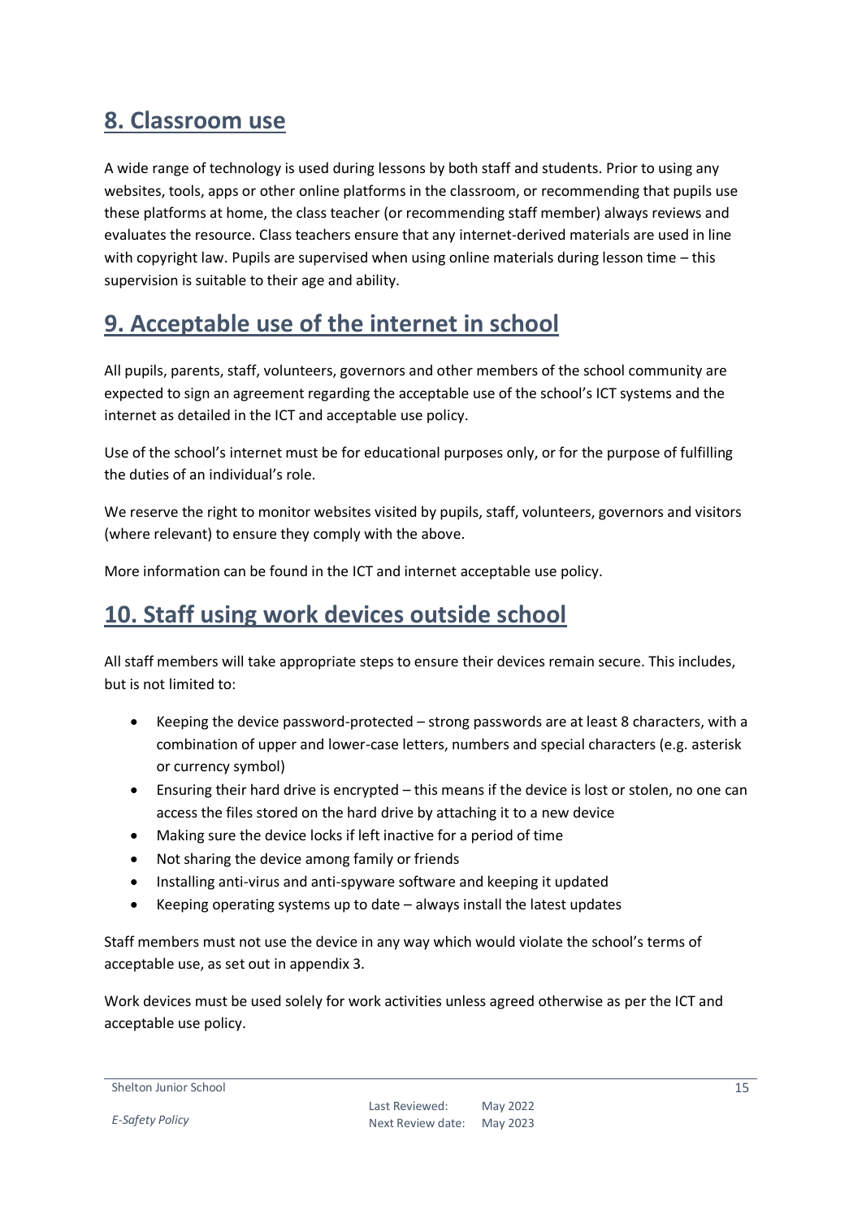## 8. Classroom use

A wide range of technology is used during lessons by both staff and students. Prior to using any websites, tools, apps or other online platforms in the classroom, or recommending that pupils use these platforms at home, the class teacher (or recommending staff member) always reviews and evaluates the resource. Class teachers ensure that any internet-derived materials are used in line with copyright law. Pupils are supervised when using online materials during lesson time – this supervision is suitable to their age and ability.

## 9. Acceptable use of the internet in school

All pupils, parents, staff, volunteers, governors and other members of the school community are expected to sign an agreement regarding the acceptable use of the school's ICT systems and the internet as detailed in the ICT and acceptable use policy.

Use of the school's internet must be for educational purposes only, or for the purpose of fulfilling the duties of an individual's role.

We reserve the right to monitor websites visited by pupils, staff, volunteers, governors and visitors (where relevant) to ensure they comply with the above.

More information can be found in the ICT and internet acceptable use policy.

## 10. Staff using work devices outside school

All staff members will take appropriate steps to ensure their devices remain secure. This includes, but is not limited to:

- Keeping the device password-protected – strong passwords are at least 8 characters, with a combination of upper and lower-case letters, numbers and special characters (e.g. asterisk or currency symbol)
- Ensuring their hard drive is encrypted – this means if the device is lost or stolen, no one can access the files stored on the hard drive by attaching it to a new device
- Making sure the device locks if left inactive for a period of time
- Not sharing the device among family or friends
- Installing anti-virus and anti-spyware software and keeping it updated
- Keeping operating systems up to date – always install the latest updates

Staff members must not use the device in any way which would violate the school's terms of acceptable use, as set out in appendix 3.

Work devices must be used solely for work activities unless agreed otherwise as per the ICT and acceptable use policy.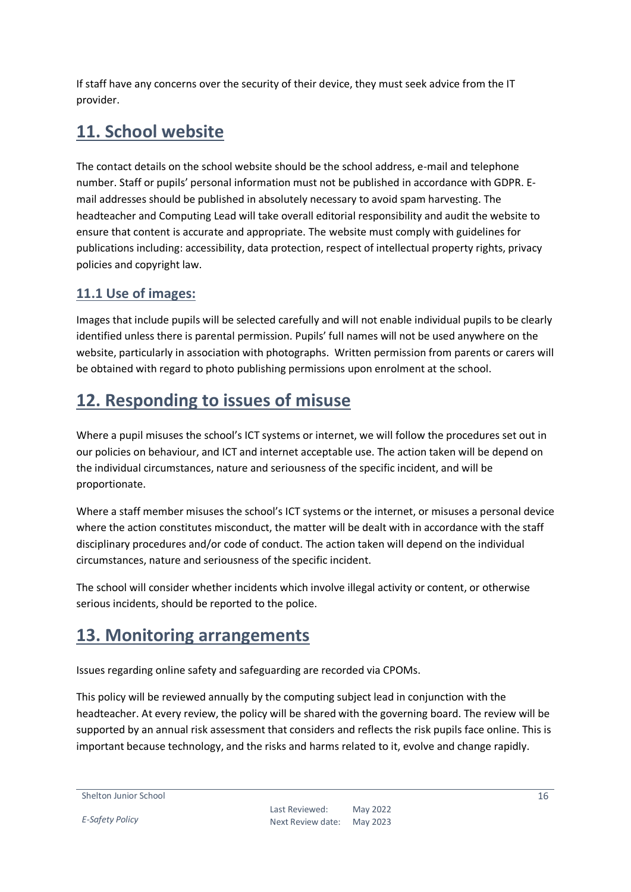If staff have any concerns over the security of their device, they must seek advice from the IT provider.

# 11. School website

The contact details on the school website should be the school address, e-mail and telephone number. Staff or pupils' personal information must not be published in accordance with GDPR. E-mail addresses should be published in absolutely necessary to avoid spam harvesting. The headteacher and Computing Lead will take overall editorial responsibility and audit the website to ensure that content is accurate and appropriate. The website must comply with guidelines for publications including: accessibility, data protection, respect of intellectual property rights, privacy policies and copyright law.

## 11.1 Use of images:

Images that include pupils will be selected carefully and will not enable individual pupils to be clearly identified unless there is parental permission. Pupils' full names will not be used anywhere on the website, particularly in association with photographs. Written permission from parents or carers will be obtained with regard to photo publishing permissions upon enrolment at the school.

# 12. Responding to issues of misuse

Where a pupil misuses the school's ICT systems or internet, we will follow the procedures set out in our policies on behaviour, and ICT and internet acceptable use. The action taken will be depend on the individual circumstances, nature and seriousness of the specific incident, and will be proportionate.

Where a staff member misuses the school's ICT systems or the internet, or misuses a personal device where the action constitutes misconduct, the matter will be dealt with in accordance with the staff disciplinary procedures and/or code of conduct. The action taken will depend on the individual circumstances, nature and seriousness of the specific incident.

The school will consider whether incidents which involve illegal activity or content, or otherwise serious incidents, should be reported to the police.

# 13. Monitoring arrangements

Issues regarding online safety and safeguarding are recorded via CPOMs.

This policy will be reviewed annually by the computing subject lead in conjunction with the headteacher. At every review, the policy will be shared with the governing board. The review will be supported by an annual risk assessment that considers and reflects the risk pupils face online. This is important because technology, and the risks and harms related to it, evolve and change rapidly.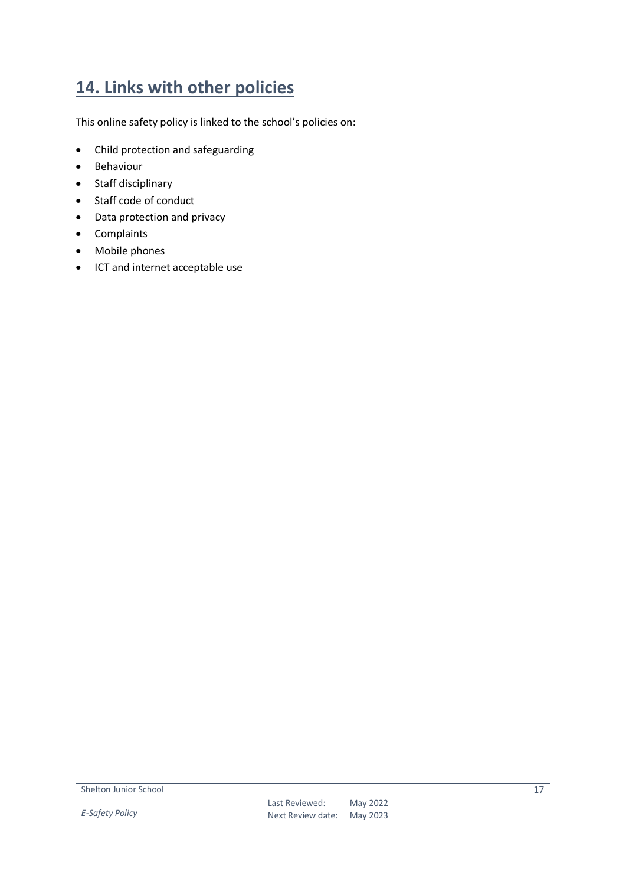## 14. Links with other policies

This online safety policy is linked to the school's policies on:

- Child protection and safeguarding
- Behaviour
- Staff disciplinary
- Staff code of conduct
- Data protection and privacy
- Complaints
- Mobile phones
- ICT and internet acceptable use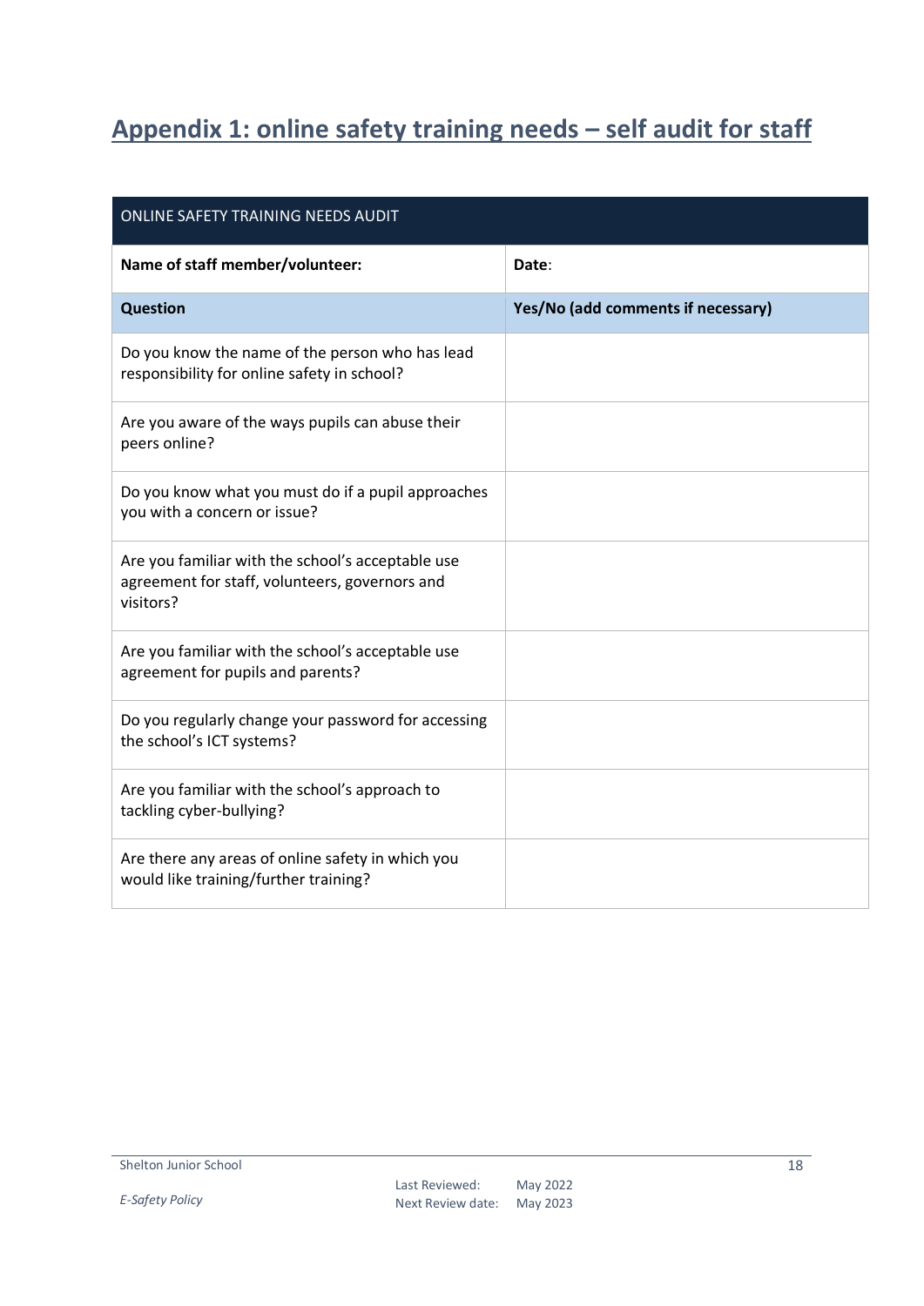## Appendix 1: online safety training needs – self audit for staff

| ONLINE SAFETY TRAINING NEEDS AUDIT | |
|---|---|
| **Name of staff member/volunteer:** | **Date**: |
| **Question** | **Yes/No (add comments if necessary)** |
| Do you know the name of the person who has lead responsibility for online safety in school? | |
| Are you aware of the ways pupils can abuse their peers online? | |
| Do you know what you must do if a pupil approaches you with a concern or issue? | |
| Are you familiar with the school's acceptable use agreement for staff, volunteers, governors and visitors? | |
| Are you familiar with the school's acceptable use agreement for pupils and parents? | |
| Do you regularly change your password for accessing the school's ICT systems? | |
| Are you familiar with the school's approach to tackling cyber-bullying? | |
| Are there any areas of online safety in which you would like training/further training? | |